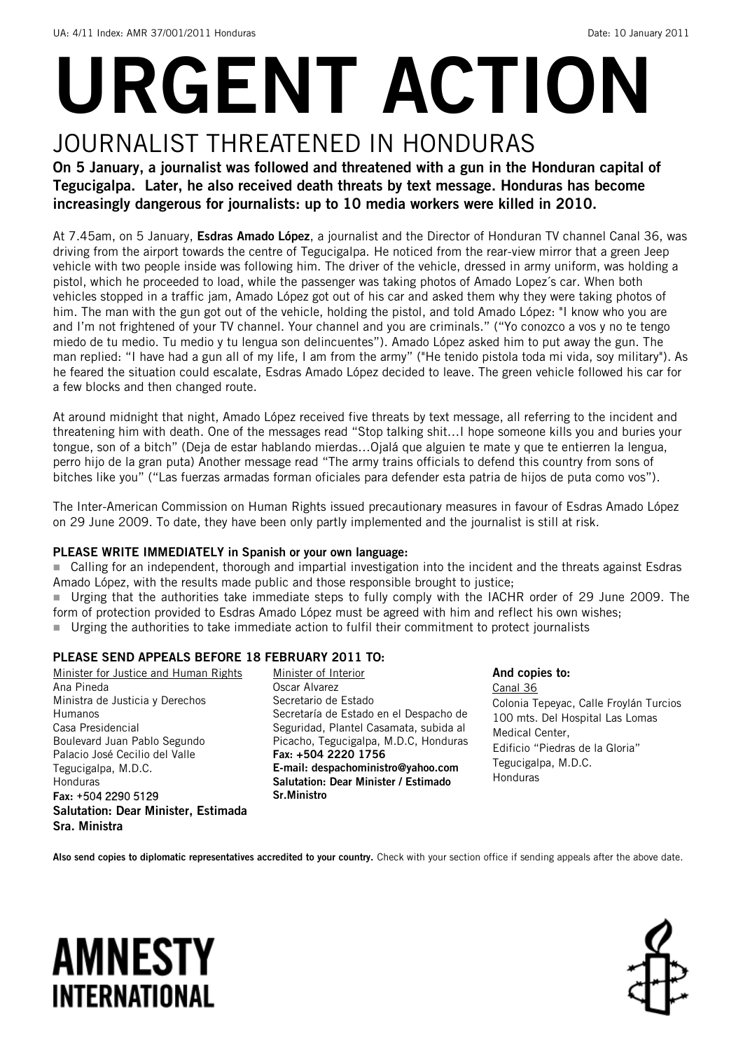UA: 4/11 Index: AMR 37/001/2011 Honduras Date: 10 January 2011

# URGENT ACTION

## JOURNALIST THREATENED IN HONDURAS

**On 5 January, a journalist was followed and threatened with a gun in the Honduran capital of Tegucigalpa. Later, he also received death threats by text message. Honduras has become increasingly dangerous for journalists: up to 10 media workers were killed in 2010.**

At 7.45am, on 5 January, **Esdras Amado López**, a journalist and the Director of Honduran TV channel Canal 36, was driving from the airport towards the centre of Tegucigalpa. He noticed from the rear-view mirror that a green Jeep vehicle with two people inside was following him. The driver of the vehicle, dressed in army uniform, was holding a pistol, which he proceeded to load, while the passenger was taking photos of Amado Lopez´s car. When both vehicles stopped in a traffic jam, Amado López got out of his car and asked them why they were taking photos of him. The man with the gun got out of the vehicle, holding the pistol, and told Amado López: "I know who you are and I'm not frightened of your TV channel. Your channel and you are criminals." ("Yo conozco a vos y no te tengo miedo de tu medio. Tu medio y tu lengua son delincuentes"). Amado López asked him to put away the gun. The man replied: "I have had a gun all of my life, I am from the army" ("He tenido pistola toda mi vida, soy military"). As he feared the situation could escalate, Esdras Amado López decided to leave. The green vehicle followed his car for a few blocks and then changed route.

At around midnight that night, Amado López received five threats by text message, all referring to the incident and threatening him with death. One of the messages read "Stop talking shit...I hope someone kills you and buries your tongue, son of a bitch" (Deja de estar hablando mierdas...Ojalá que alguien te mate y que te entierren la lengua, perro hijo de la gran puta) Another message read "The army trains officials to defend this country from sons of bitches like you" ("Las fuerzas armadas forman oficiales para defender esta patria de hijos de puta como vos").

The Inter-American Commission on Human Rights issued precautionary measures in favour of Esdras Amado López on 29 June 2009. To date, they have been only partly implemented and the journalist is still at risk.

**PLEASE WRITE IMMEDIATELY in Spanish or your own language:**

- Calling for an independent, thorough and impartial investigation into the incident and the threats against Esdras Amado López, with the results made public and those responsible brought to justice;
- Urging that the authorities take immediate steps to fully comply with the IACHR order of 29 June 2009. The form of protection provided to Esdras Amado López must be agreed with him and reflect his own wishes;
- Urging the authorities to take immediate action to fulfil their commitment to protect journalists

**PLEASE SEND APPEALS BEFORE 18 FEBRUARY 2011 TO:**

Minister for Justice and Human Rights
Ana Pineda
Ministra de Justicia y Derechos Humanos
Casa Presidencial
Boulevard Juan Pablo Segundo
Palacio José Cecilio del Valle
Tegucigalpa, M.D.C.
Honduras
**Fax:** +504 2290 5129
**Salutation: Dear Minister, Estimada Sra. Ministra**

Minister of Interior
Oscar Alvarez
Secretario de Estado
Secretaría de Estado en el Despacho de Seguridad, Plantel Casamata, subida al Picacho, Tegucigalpa, M.D.C, Honduras
**Fax: +504 2220 1756**
**E-mail: despachoministro@yahoo.com**
**Salutation: Dear Minister / Estimado Sr.Ministro**

**And copies to:**
Canal 36
Colonia Tepeyac, Calle Froylán Turcios
100 mts. Del Hospital Las Lomas Medical Center,
Edificio "Piedras de la Gloria"
Tegucigalpa, M.D.C.
Honduras

**Also send copies to diplomatic representatives accredited to your country.** Check with your section office if sending appeals after the above date.

**AMNESTY INTERNATIONAL**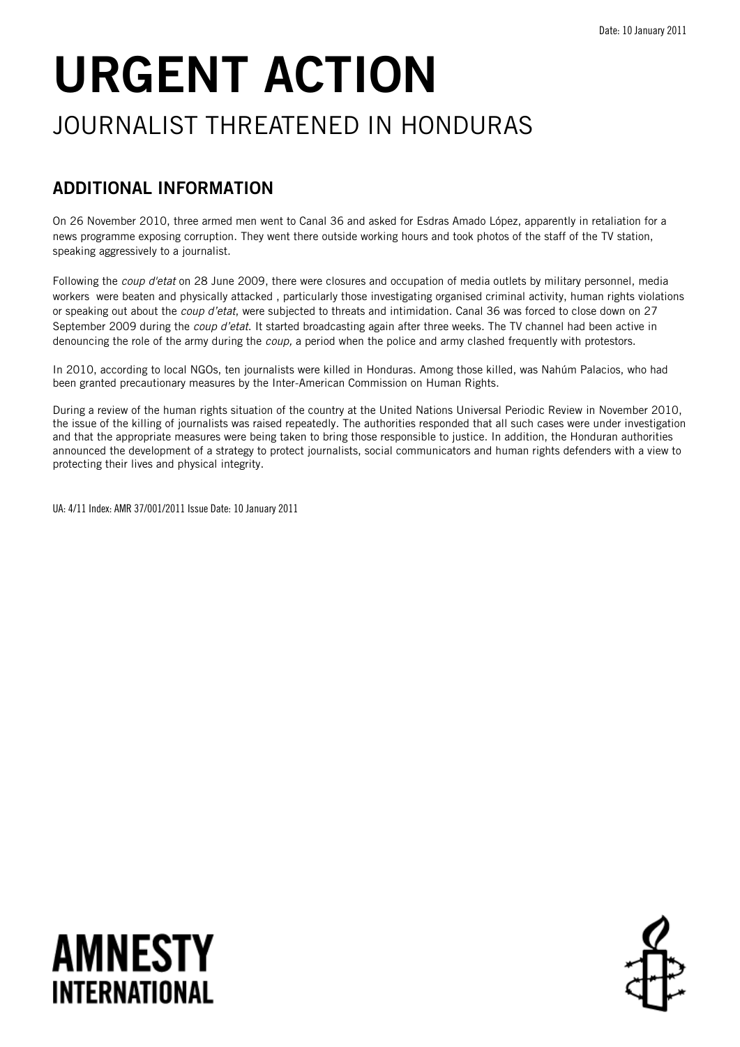Date: 10 January 2011

# URGENT ACTION

## JOURNALIST THREATENED IN HONDURAS

### ADDITIONAL INFORMATION

On 26 November 2010, three armed men went to Canal 36 and asked for Esdras Amado López, apparently in retaliation for a news programme exposing corruption. They went there outside working hours and took photos of the staff of the TV station, speaking aggressively to a journalist.

Following the *coup d'etat* on 28 June 2009, there were closures and occupation of media outlets by military personnel, media workers were beaten and physically attacked , particularly those investigating organised criminal activity, human rights violations or speaking out about the *coup d'etat*, were subjected to threats and intimidation. Canal 36 was forced to close down on 27 September 2009 during the *coup d'etat*. It started broadcasting again after three weeks. The TV channel had been active in denouncing the role of the army during the *coup,* a period when the police and army clashed frequently with protestors.

In 2010, according to local NGOs, ten journalists were killed in Honduras. Among those killed, was Nahúm Palacios, who had been granted precautionary measures by the Inter-American Commission on Human Rights.

During a review of the human rights situation of the country at the United Nations Universal Periodic Review in November 2010, the issue of the killing of journalists was raised repeatedly. The authorities responded that all such cases were under investigation and that the appropriate measures were being taken to bring those responsible to justice. In addition, the Honduran authorities announced the development of a strategy to protect journalists, social communicators and human rights defenders with a view to protecting their lives and physical integrity.

UA: 4/11 Index: AMR 37/001/2011 Issue Date: 10 January 2011

AMNESTY INTERNATIONAL